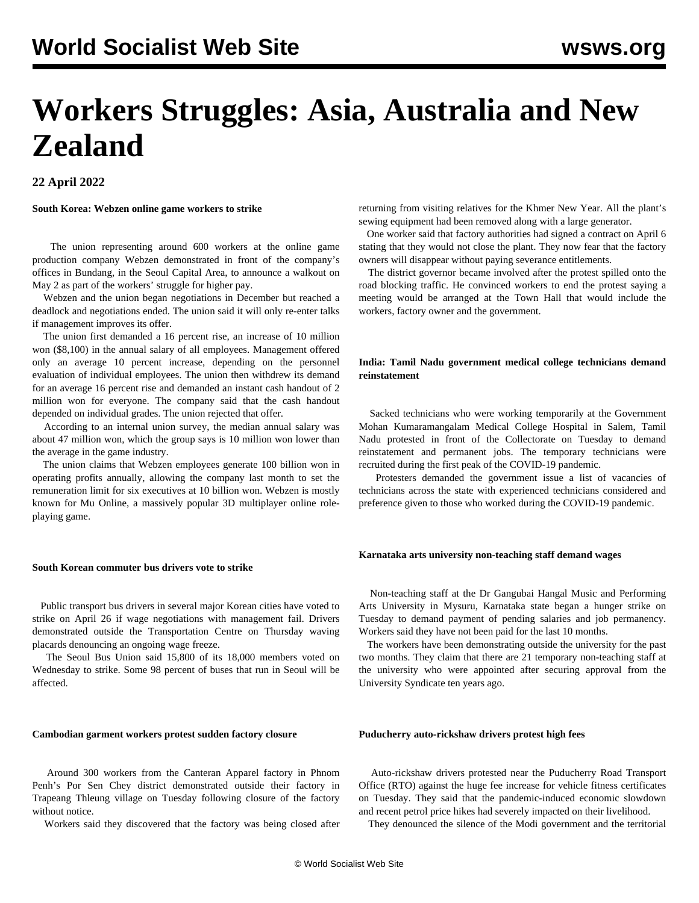# Workers Struggles: Asia, Australia and New Zealand

**22 April 2022**

**South Korea: Webzen online game workers to strike**

The union representing around 600 workers at the online game production company Webzen demonstrated in front of the company's offices in Bundang, in the Seoul Capital Area, to announce a walkout on May 2 as part of the workers' struggle for higher pay.

Webzen and the union began negotiations in December but reached a deadlock and negotiations ended. The union said it will only re-enter talks if management improves its offer.

The union first demanded a 16 percent rise, an increase of 10 million won ($8,100) in the annual salary of all employees. Management offered only an average 10 percent increase, depending on the personnel evaluation of individual employees. The union then withdrew its demand for an average 16 percent rise and demanded an instant cash handout of 2 million won for everyone. The company said that the cash handout depended on individual grades. The union rejected that offer.

According to an internal union survey, the median annual salary was about 47 million won, which the group says is 10 million won lower than the average in the game industry.

The union claims that Webzen employees generate 100 billion won in operating profits annually, allowing the company last month to set the remuneration limit for six executives at 10 billion won. Webzen is mostly known for Mu Online, a massively popular 3D multiplayer online role-playing game.

**South Korean commuter bus drivers vote to strike**

Public transport bus drivers in several major Korean cities have voted to strike on April 26 if wage negotiations with management fail. Drivers demonstrated outside the Transportation Centre on Thursday waving placards denouncing an ongoing wage freeze.

The Seoul Bus Union said 15,800 of its 18,000 members voted on Wednesday to strike. Some 98 percent of buses that run in Seoul will be affected.

**Cambodian garment workers protest sudden factory closure**

Around 300 workers from the Canteran Apparel factory in Phnom Penh's Por Sen Chey district demonstrated outside their factory in Trapeang Thleung village on Tuesday following closure of the factory without notice.

Workers said they discovered that the factory was being closed after returning from visiting relatives for the Khmer New Year. All the plant's sewing equipment had been removed along with a large generator.

One worker said that factory authorities had signed a contract on April 6 stating that they would not close the plant. They now fear that the factory owners will disappear without paying severance entitlements.

The district governor became involved after the protest spilled onto the road blocking traffic. He convinced workers to end the protest saying a meeting would be arranged at the Town Hall that would include the workers, factory owner and the government.

**India: Tamil Nadu government medical college technicians demand reinstatement**

Sacked technicians who were working temporarily at the Government Mohan Kumaramangalam Medical College Hospital in Salem, Tamil Nadu protested in front of the Collectorate on Tuesday to demand reinstatement and permanent jobs. The temporary technicians were recruited during the first peak of the COVID-19 pandemic.

Protesters demanded the government issue a list of vacancies of technicians across the state with experienced technicians considered and preference given to those who worked during the COVID-19 pandemic.

**Karnataka arts university non-teaching staff demand wages**

Non-teaching staff at the Dr Gangubai Hangal Music and Performing Arts University in Mysuru, Karnataka state began a hunger strike on Tuesday to demand payment of pending salaries and job permanency. Workers said they have not been paid for the last 10 months.

The workers have been demonstrating outside the university for the past two months. They claim that there are 21 temporary non-teaching staff at the university who were appointed after securing approval from the University Syndicate ten years ago.

**Puducherry auto-rickshaw drivers protest high fees**

Auto-rickshaw drivers protested near the Puducherry Road Transport Office (RTO) against the huge fee increase for vehicle fitness certificates on Tuesday. They said that the pandemic-induced economic slowdown and recent petrol price hikes had severely impacted on their livelihood.

They denounced the silence of the Modi government and the territorial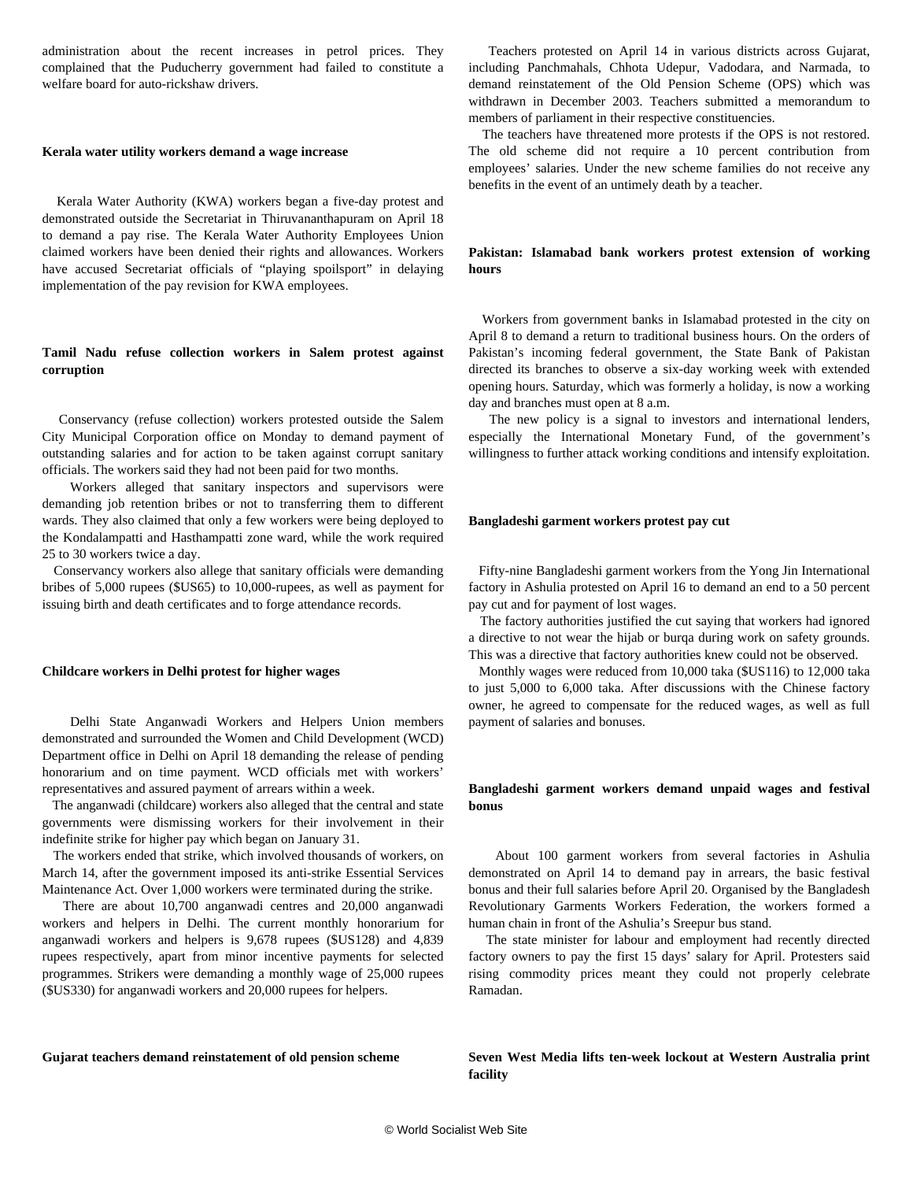administration about the recent increases in petrol prices. They complained that the Puducherry government had failed to constitute a welfare board for auto-rickshaw drivers.

**Kerala water utility workers demand a wage increase**

Kerala Water Authority (KWA) workers began a five-day protest and demonstrated outside the Secretariat in Thiruvananthapuram on April 18 to demand a pay rise. The Kerala Water Authority Employees Union claimed workers have been denied their rights and allowances. Workers have accused Secretariat officials of "playing spoilsport" in delaying implementation of the pay revision for KWA employees.

**Tamil Nadu refuse collection workers in Salem protest against corruption**

Conservancy (refuse collection) workers protested outside the Salem City Municipal Corporation office on Monday to demand payment of outstanding salaries and for action to be taken against corrupt sanitary officials. The workers said they had not been paid for two months.

Workers alleged that sanitary inspectors and supervisors were demanding job retention bribes or not to transferring them to different wards. They also claimed that only a few workers were being deployed to the Kondalampatti and Hasthampatti zone ward, while the work required 25 to 30 workers twice a day.

Conservancy workers also allege that sanitary officials were demanding bribes of 5,000 rupees ($US65) to 10,000-rupees, as well as payment for issuing birth and death certificates and to forge attendance records.

**Childcare workers in Delhi protest for higher wages**

Delhi State Anganwadi Workers and Helpers Union members demonstrated and surrounded the Women and Child Development (WCD) Department office in Delhi on April 18 demanding the release of pending honorarium and on time payment. WCD officials met with workers' representatives and assured payment of arrears within a week.

The anganwadi (childcare) workers also alleged that the central and state governments were dismissing workers for their involvement in their indefinite strike for higher pay which began on January 31.

The workers ended that strike, which involved thousands of workers, on March 14, after the government imposed its anti-strike Essential Services Maintenance Act. Over 1,000 workers were terminated during the strike.

There are about 10,700 anganwadi centres and 20,000 anganwadi workers and helpers in Delhi. The current monthly honorarium for anganwadi workers and helpers is 9,678 rupees ($US128) and 4,839 rupees respectively, apart from minor incentive payments for selected programmes. Strikers were demanding a monthly wage of 25,000 rupees ($US330) for anganwadi workers and 20,000 rupees for helpers.

**Gujarat teachers demand reinstatement of old pension scheme**

Teachers protested on April 14 in various districts across Gujarat, including Panchmahals, Chhota Udepur, Vadodara, and Narmada, to demand reinstatement of the Old Pension Scheme (OPS) which was withdrawn in December 2003. Teachers submitted a memorandum to members of parliament in their respective constituencies.

The teachers have threatened more protests if the OPS is not restored. The old scheme did not require a 10 percent contribution from employees' salaries. Under the new scheme families do not receive any benefits in the event of an untimely death by a teacher.

**Pakistan: Islamabad bank workers protest extension of working hours**

Workers from government banks in Islamabad protested in the city on April 8 to demand a return to traditional business hours. On the orders of Pakistan's incoming federal government, the State Bank of Pakistan directed its branches to observe a six-day working week with extended opening hours. Saturday, which was formerly a holiday, is now a working day and branches must open at 8 a.m.

The new policy is a signal to investors and international lenders, especially the International Monetary Fund, of the government's willingness to further attack working conditions and intensify exploitation.

**Bangladeshi garment workers protest pay cut**

Fifty-nine Bangladeshi garment workers from the Yong Jin International factory in Ashulia protested on April 16 to demand an end to a 50 percent pay cut and for payment of lost wages.

The factory authorities justified the cut saying that workers had ignored a directive to not wear the hijab or burqa during work on safety grounds. This was a directive that factory authorities knew could not be observed.

Monthly wages were reduced from 10,000 taka ($US116) to 12,000 taka to just 5,000 to 6,000 taka. After discussions with the Chinese factory owner, he agreed to compensate for the reduced wages, as well as full payment of salaries and bonuses.

**Bangladeshi garment workers demand unpaid wages and festival bonus**

About 100 garment workers from several factories in Ashulia demonstrated on April 14 to demand pay in arrears, the basic festival bonus and their full salaries before April 20. Organised by the Bangladesh Revolutionary Garments Workers Federation, the workers formed a human chain in front of the Ashulia's Sreepur bus stand.

The state minister for labour and employment had recently directed factory owners to pay the first 15 days' salary for April. Protesters said rising commodity prices meant they could not properly celebrate Ramadan.

**Seven West Media lifts ten-week lockout at Western Australia print facility**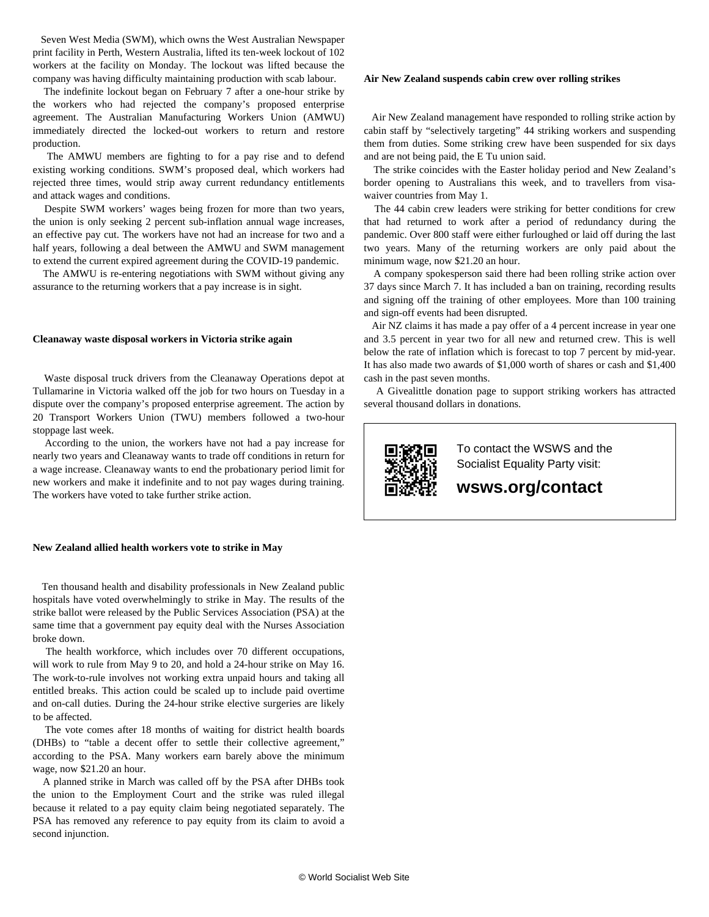Seven West Media (SWM), which owns the West Australian Newspaper print facility in Perth, Western Australia, lifted its ten-week lockout of 102 workers at the facility on Monday. The lockout was lifted because the company was having difficulty maintaining production with scab labour.

The indefinite lockout began on February 7 after a one-hour strike by the workers who had rejected the company's proposed enterprise agreement. The Australian Manufacturing Workers Union (AMWU) immediately directed the locked-out workers to return and restore production.

The AMWU members are fighting to for a pay rise and to defend existing working conditions. SWM's proposed deal, which workers had rejected three times, would strip away current redundancy entitlements and attack wages and conditions.

Despite SWM workers' wages being frozen for more than two years, the union is only seeking 2 percent sub-inflation annual wage increases, an effective pay cut. The workers have not had an increase for two and a half years, following a deal between the AMWU and SWM management to extend the current expired agreement during the COVID-19 pandemic.

The AMWU is re-entering negotiations with SWM without giving any assurance to the returning workers that a pay increase is in sight.

**Cleanaway waste disposal workers in Victoria strike again**

Waste disposal truck drivers from the Cleanaway Operations depot at Tullamarine in Victoria walked off the job for two hours on Tuesday in a dispute over the company's proposed enterprise agreement. The action by 20 Transport Workers Union (TWU) members followed a two-hour stoppage last week.

According to the union, the workers have not had a pay increase for nearly two years and Cleanaway wants to trade off conditions in return for a wage increase. Cleanaway wants to end the probationary period limit for new workers and make it indefinite and to not pay wages during training. The workers have voted to take further strike action.

**New Zealand allied health workers vote to strike in May**

Ten thousand health and disability professionals in New Zealand public hospitals have voted overwhelmingly to strike in May. The results of the strike ballot were released by the Public Services Association (PSA) at the same time that a government pay equity deal with the Nurses Association broke down.

The health workforce, which includes over 70 different occupations, will work to rule from May 9 to 20, and hold a 24-hour strike on May 16. The work-to-rule involves not working extra unpaid hours and taking all entitled breaks. This action could be scaled up to include paid overtime and on-call duties. During the 24-hour strike elective surgeries are likely to be affected.

The vote comes after 18 months of waiting for district health boards (DHBs) to "table a decent offer to settle their collective agreement," according to the PSA. Many workers earn barely above the minimum wage, now \$21.20 an hour.

A planned strike in March was called off by the PSA after DHBs took the union to the Employment Court and the strike was ruled illegal because it related to a pay equity claim being negotiated separately. The PSA has removed any reference to pay equity from its claim to avoid a second injunction.

**Air New Zealand suspends cabin crew over rolling strikes**

Air New Zealand management have responded to rolling strike action by cabin staff by "selectively targeting" 44 striking workers and suspending them from duties. Some striking crew have been suspended for six days and are not being paid, the E Tu union said.

The strike coincides with the Easter holiday period and New Zealand's border opening to Australians this week, and to travellers from visa-waiver countries from May 1.

The 44 cabin crew leaders were striking for better conditions for crew that had returned to work after a period of redundancy during the pandemic. Over 800 staff were either furloughed or laid off during the last two years. Many of the returning workers are only paid about the minimum wage, now \$21.20 an hour.

A company spokesperson said there had been rolling strike action over 37 days since March 7. It has included a ban on training, recording results and signing off the training of other employees. More than 100 training and sign-off events had been disrupted.

Air NZ claims it has made a pay offer of a 4 percent increase in year one and 3.5 percent in year two for all new and returned crew. This is well below the rate of inflation which is forecast to top 7 percent by mid-year. It has also made two awards of \$1,000 worth of shares or cash and \$1,400 cash in the past seven months.

A Givealittle donation page to support striking workers has attracted several thousand dollars in donations.

To contact the WSWS and the Socialist Equality Party visit:

**wsws.org/contact**